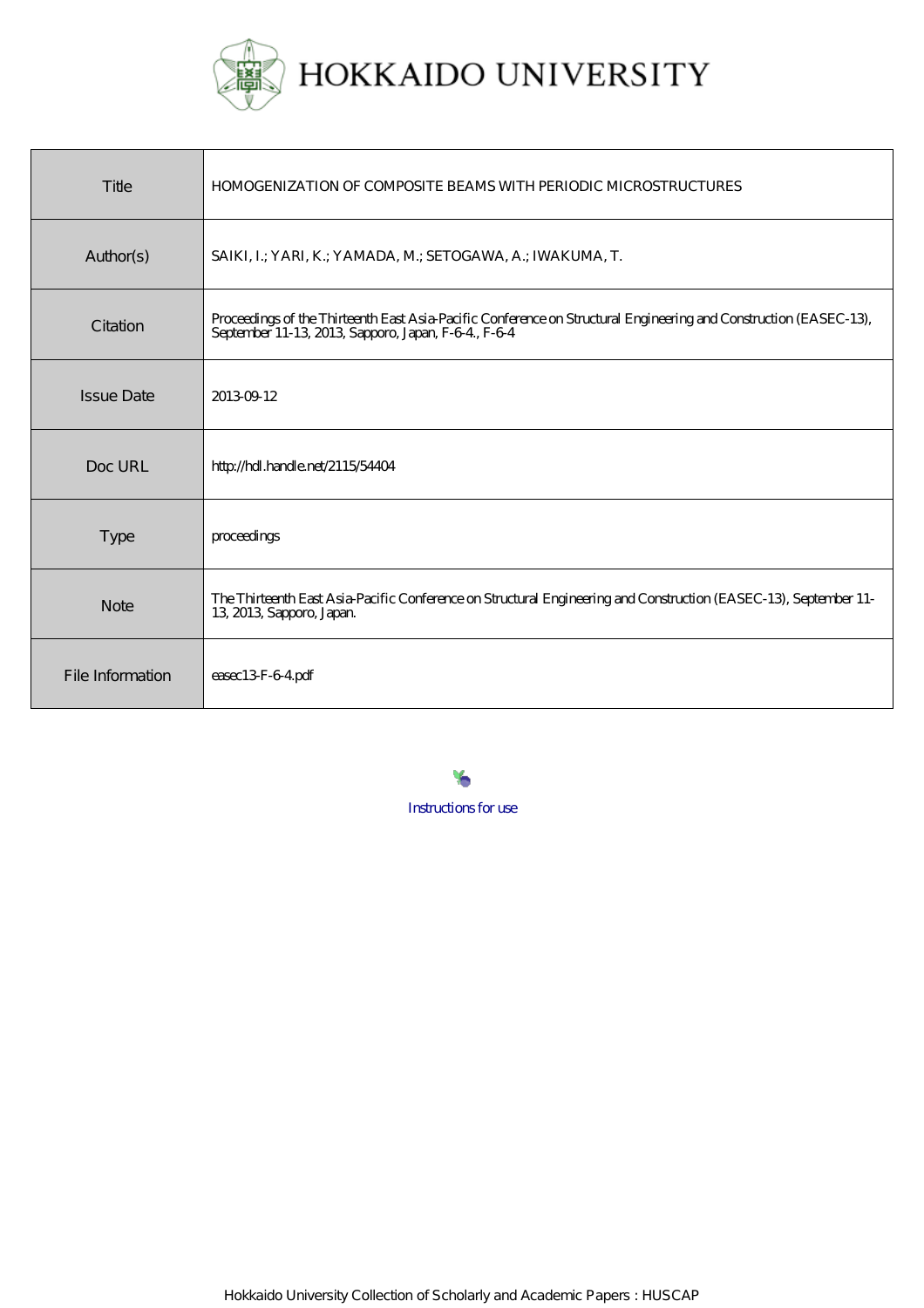# HOKKAIDO UNIVERSITY

| Title | HOMOGENIZATION OF COMPOSITE BEAMS WITH PERIODIC MICROSTRUCTURES |
|---|---|
| Author(s) | SAIKI, I.; YARI, K.; YAMADA, M.; SETOGAWA, A.; IWAKUMA, T. |
| Citation | Proceedings of the Thirteenth East Asia-Pacific Conference on Structural Engineering and Construction (EASEC-13), September 11-13, 2013, Sapporo, Japan, F-6-4., F-6-4 |
| Issue Date | 2013-09-12 |
| Doc URL | http://hdl.handle.net/2115/54404 |
| Type | proceedings |
| Note | The Thirteenth East Asia-Pacific Conference on Structural Engineering and Construction (EASEC-13), September 11-13, 2013, Sapporo, Japan. |
| File Information | easec13-F-6-4.pdf |

Instructions for use

Hokkaido University Collection of Scholarly and Academic Papers : HUSCAP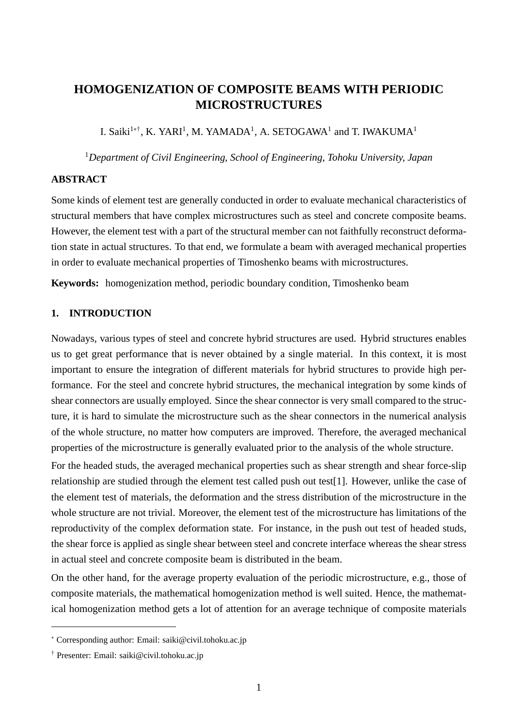# HOMOGENIZATION OF COMPOSITE BEAMS WITH PERIODIC MICROSTRUCTURES

I. Saiki[1*†], K. YARI[1], M. YAMADA[1], A. SETOGAWA[1] and T. IWAKUMA[1]

[1]*Department of Civil Engineering, School of Engineering, Tohoku University, Japan*

## ABSTRACT

Some kinds of element test are generally conducted in order to evaluate mechanical characteristics of structural members that have complex microstructures such as steel and concrete composite beams. However, the element test with a part of the structural member can not faithfully reconstruct deformation state in actual structures. To that end, we formulate a beam with averaged mechanical properties in order to evaluate mechanical properties of Timoshenko beams with microstructures.

**Keywords:** homogenization method, periodic boundary condition, Timoshenko beam

## 1. INTRODUCTION

Nowadays, various types of steel and concrete hybrid structures are used. Hybrid structures enables us to get great performance that is never obtained by a single material. In this context, it is most important to ensure the integration of different materials for hybrid structures to provide high performance. For the steel and concrete hybrid structures, the mechanical integration by some kinds of shear connectors are usually employed. Since the shear connector is very small compared to the structure, it is hard to simulate the microstructure such as the shear connectors in the numerical analysis of the whole structure, no matter how computers are improved. Therefore, the averaged mechanical properties of the microstructure is generally evaluated prior to the analysis of the whole structure.

For the headed studs, the averaged mechanical properties such as shear strength and shear force-slip relationship are studied through the element test called push out test[1]. However, unlike the case of the element test of materials, the deformation and the stress distribution of the microstructure in the whole structure are not trivial. Moreover, the element test of the microstructure has limitations of the reproductivity of the complex deformation state. For instance, in the push out test of headed studs, the shear force is applied as single shear between steel and concrete interface whereas the shear stress in actual steel and concrete composite beam is distributed in the beam.

On the other hand, for the average property evaluation of the periodic microstructure, e.g., those of composite materials, the mathematical homogenization method is well suited. Hence, the mathematical homogenization method gets a lot of attention for an average technique of composite materials

* Corresponding author: Email: saiki@civil.tohoku.ac.jp

† Presenter: Email: saiki@civil.tohoku.ac.jp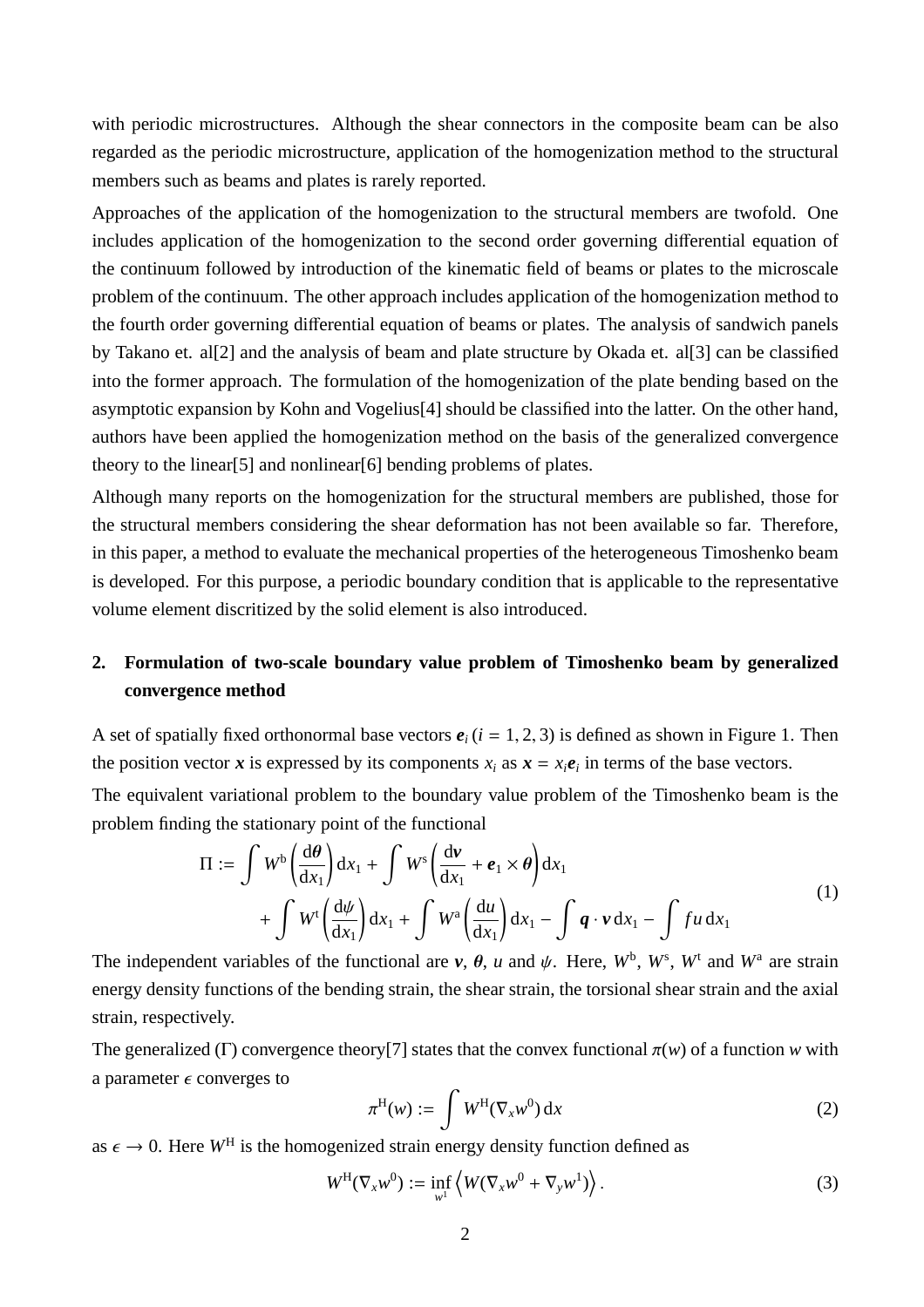with periodic microstructures. Although the shear connectors in the composite beam can be also regarded as the periodic microstructure, application of the homogenization method to the structural members such as beams and plates is rarely reported.

Approaches of the application of the homogenization to the structural members are twofold. One includes application of the homogenization to the second order governing differential equation of the continuum followed by introduction of the kinematic field of beams or plates to the microscale problem of the continuum. The other approach includes application of the homogenization method to the fourth order governing differential equation of beams or plates. The analysis of sandwich panels by Takano et. al[2] and the analysis of beam and plate structure by Okada et. al[3] can be classified into the former approach. The formulation of the homogenization of the plate bending based on the asymptotic expansion by Kohn and Vogelius[4] should be classified into the latter. On the other hand, authors have been applied the homogenization method on the basis of the generalized convergence theory to the linear[5] and nonlinear[6] bending problems of plates.

Although many reports on the homogenization for the structural members are published, those for the structural members considering the shear deformation has not been available so far. Therefore, in this paper, a method to evaluate the mechanical properties of the heterogeneous Timoshenko beam is developed. For this purpose, a periodic boundary condition that is applicable to the representative volume element discritized by the solid element is also introduced.

## 2. Formulation of two-scale boundary value problem of Timoshenko beam by generalized convergence method

A set of spatially fixed orthonormal base vectors $\boldsymbol{e}_i$ $(i = 1, 2, 3)$ is defined as shown in Figure 1. Then the position vector $\boldsymbol{x}$ is expressed by its components $x_i$ as $\boldsymbol{x} = x_i \boldsymbol{e}_i$ in terms of the base vectors.

The equivalent variational problem to the boundary value problem of the Timoshenko beam is the problem finding the stationary point of the functional

$$
\begin{aligned}
\Pi := & \int W^{\mathrm{b}}\left(\frac{\mathrm{d}\boldsymbol{\theta}}{\mathrm{d}x_1}\right)\mathrm{d}x_1 + \int W^{\mathrm{s}}\left(\frac{\mathrm{d}\boldsymbol{v}}{\mathrm{d}x_1} + \boldsymbol{e}_1 \times \boldsymbol{\theta}\right)\mathrm{d}x_1 \\
& + \int W^{\mathrm{t}}\left(\frac{\mathrm{d}\psi}{\mathrm{d}x_1}\right)\mathrm{d}x_1 + \int W^{\mathrm{a}}\left(\frac{\mathrm{d}u}{\mathrm{d}x_1}\right)\mathrm{d}x_1 - \int \boldsymbol{q}\cdot\boldsymbol{v}\,\mathrm{d}x_1 - \int f u\,\mathrm{d}x_1
\end{aligned}
\tag{1}
$$

The independent variables of the functional are $\boldsymbol{v}$, $\boldsymbol{\theta}$, $u$ and $\psi$. Here, $W^{\mathrm{b}}$, $W^{\mathrm{s}}$, $W^{\mathrm{t}}$ and $W^{\mathrm{a}}$ are strain energy density functions of the bending strain, the shear strain, the torsional shear strain and the axial strain, respectively.

The generalized ($\Gamma$) convergence theory[7] states that the convex functional $\pi(w)$ of a function $w$ with a parameter $\epsilon$ converges to

$$
\pi^{\mathrm{H}}(w) := \int W^{\mathrm{H}}(\nabla_x w^0)\,\mathrm{d}x \tag{2}
$$

as $\epsilon \to 0$. Here $W^{\mathrm{H}}$ is the homogenized strain energy density function defined as

$$
W^{\mathrm{H}}(\nabla_x w^0) := \inf_{w^1} \left\langle W(\nabla_x w^0 + \nabla_y w^1) \right\rangle. \tag{3}
$$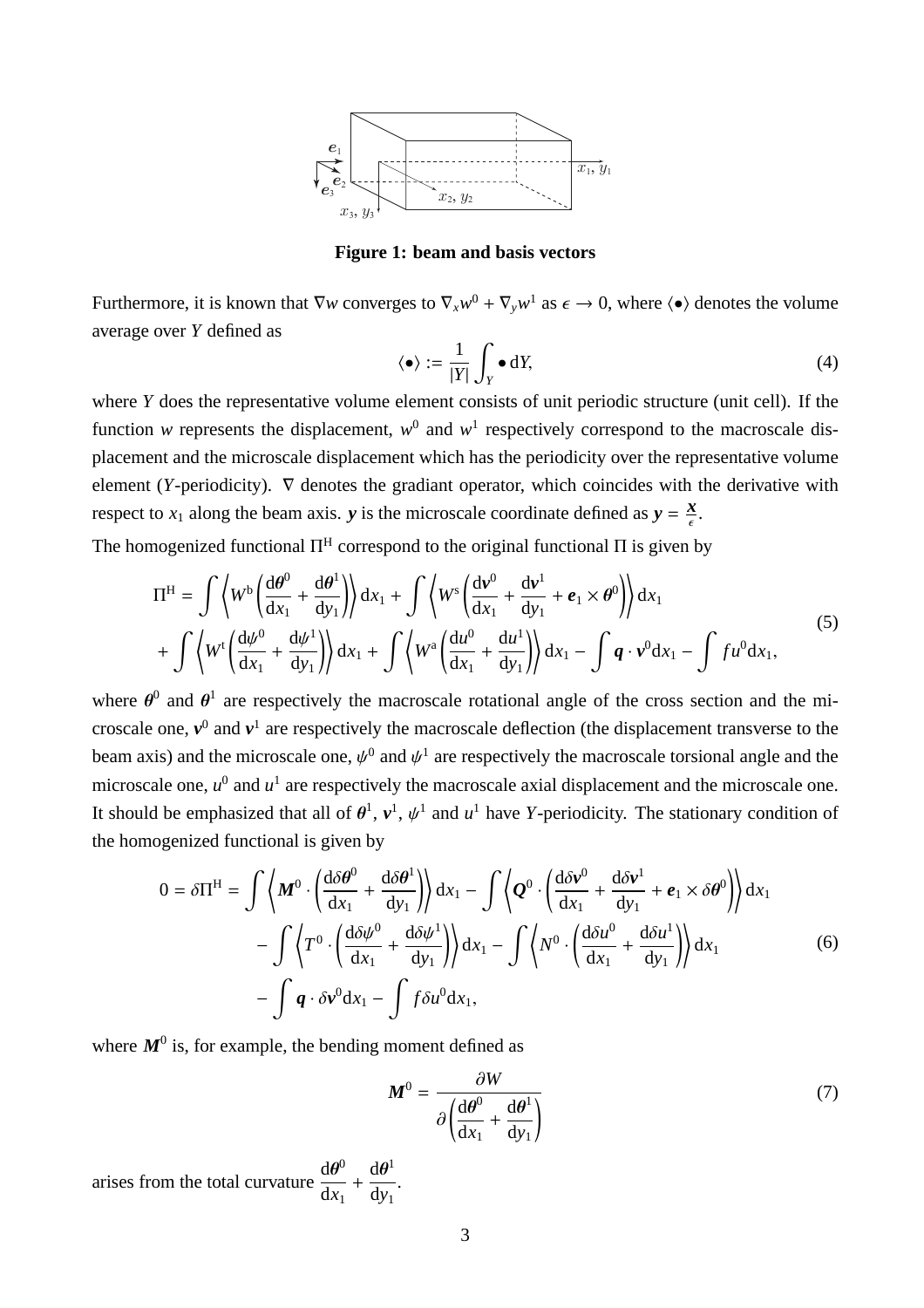**Figure 1: beam and basis vectors**

Furthermore, it is known that $\nabla w$ converges to $\nabla_x w^0 + \nabla_y w^1$ as $\epsilon \to 0$, where $\langle \bullet \rangle$ denotes the volume average over $Y$ defined as

$$
\langle \bullet \rangle := \frac{1}{|Y|} \int_Y \bullet \, \mathrm{d}Y, \tag{4}
$$

where $Y$ does the representative volume element consists of unit periodic structure (unit cell). If the function $w$ represents the displacement, $w^0$ and $w^1$ respectively correspond to the macroscale displacement and the microscale displacement which has the periodicity over the representative volume element ($Y$-periodicity). $\nabla$ denotes the gradiant operator, which coincides with the derivative with respect to $x_1$ along the beam axis. $\boldsymbol{y}$ is the microscale coordinate defined as $\boldsymbol{y} = \frac{\boldsymbol{x}}{\epsilon}$.

The homogenized functional $\Pi^{\mathrm{H}}$ correspond to the original functional $\Pi$ is given by

$$
\begin{aligned}
\Pi^{\mathrm{H}} = & \int \left\langle W^{\mathrm{b}} \left( \frac{\mathrm{d}\boldsymbol{\theta}^0}{\mathrm{d}x_1} + \frac{\mathrm{d}\boldsymbol{\theta}^1}{\mathrm{d}y_1} \right) \right\rangle \mathrm{d}x_1 + \int \left\langle W^{\mathrm{s}} \left( \frac{\mathrm{d}\boldsymbol{v}^0}{\mathrm{d}x_1} + \frac{\mathrm{d}\boldsymbol{v}^1}{\mathrm{d}y_1} + \boldsymbol{e}_1 \times \boldsymbol{\theta}^0 \right) \right\rangle \mathrm{d}x_1 \\
& + \int \left\langle W^{\mathrm{t}} \left( \frac{\mathrm{d}\psi^0}{\mathrm{d}x_1} + \frac{\mathrm{d}\psi^1}{\mathrm{d}y_1} \right) \right\rangle \mathrm{d}x_1 + \int \left\langle W^{\mathrm{a}} \left( \frac{\mathrm{d}u^0}{\mathrm{d}x_1} + \frac{\mathrm{d}u^1}{\mathrm{d}y_1} \right) \right\rangle \mathrm{d}x_1 - \int \boldsymbol{q} \cdot \boldsymbol{v}^0 \mathrm{d}x_1 - \int f u^0 \mathrm{d}x_1,
\end{aligned} \tag{5}
$$

where $\boldsymbol{\theta}^0$ and $\boldsymbol{\theta}^1$ are respectively the macroscale rotational angle of the cross section and the microscale one, $\boldsymbol{v}^0$ and $\boldsymbol{v}^1$ are respectively the macroscale deflection (the displacement transverse to the beam axis) and the microscale one, $\psi^0$ and $\psi^1$ are respectively the macroscale torsional angle and the microscale one, $u^0$ and $u^1$ are respectively the macroscale axial displacement and the microscale one. It should be emphasized that all of $\boldsymbol{\theta}^1$, $\boldsymbol{v}^1$, $\psi^1$ and $u^1$ have $Y$-periodicity. The stationary condition of the homogenized functional is given by

$$
\begin{aligned}
0 = \delta \Pi^{\mathrm{H}} = & \int \left\langle \boldsymbol{M}^0 \cdot \left( \frac{\mathrm{d}\delta\boldsymbol{\theta}^0}{\mathrm{d}x_1} + \frac{\mathrm{d}\delta\boldsymbol{\theta}^1}{\mathrm{d}y_1} \right) \right\rangle \mathrm{d}x_1 - \int \left\langle \boldsymbol{Q}^0 \cdot \left( \frac{\mathrm{d}\delta\boldsymbol{v}^0}{\mathrm{d}x_1} + \frac{\mathrm{d}\delta\boldsymbol{v}^1}{\mathrm{d}y_1} + \boldsymbol{e}_1 \times \delta\boldsymbol{\theta}^0 \right) \right\rangle \mathrm{d}x_1 \\
& - \int \left\langle T^0 \cdot \left( \frac{\mathrm{d}\delta\psi^0}{\mathrm{d}x_1} + \frac{\mathrm{d}\delta\psi^1}{\mathrm{d}y_1} \right) \right\rangle \mathrm{d}x_1 - \int \left\langle N^0 \cdot \left( \frac{\mathrm{d}\delta u^0}{\mathrm{d}x_1} + \frac{\mathrm{d}\delta u^1}{\mathrm{d}y_1} \right) \right\rangle \mathrm{d}x_1 \\
& - \int \boldsymbol{q} \cdot \delta\boldsymbol{v}^0 \mathrm{d}x_1 - \int f \delta u^0 \mathrm{d}x_1,
\end{aligned} \tag{6}
$$

where $\boldsymbol{M}^0$ is, for example, the bending moment defined as

$$
\boldsymbol{M}^0 = \frac{\partial W}{\partial \left( \dfrac{\mathrm{d}\boldsymbol{\theta}^0}{\mathrm{d}x_1} + \dfrac{\mathrm{d}\boldsymbol{\theta}^1}{\mathrm{d}y_1} \right)} \tag{7}
$$

arises from the total curvature $\dfrac{\mathrm{d}\boldsymbol{\theta}^0}{\mathrm{d}x_1} + \dfrac{\mathrm{d}\boldsymbol{\theta}^1}{\mathrm{d}y_1}$.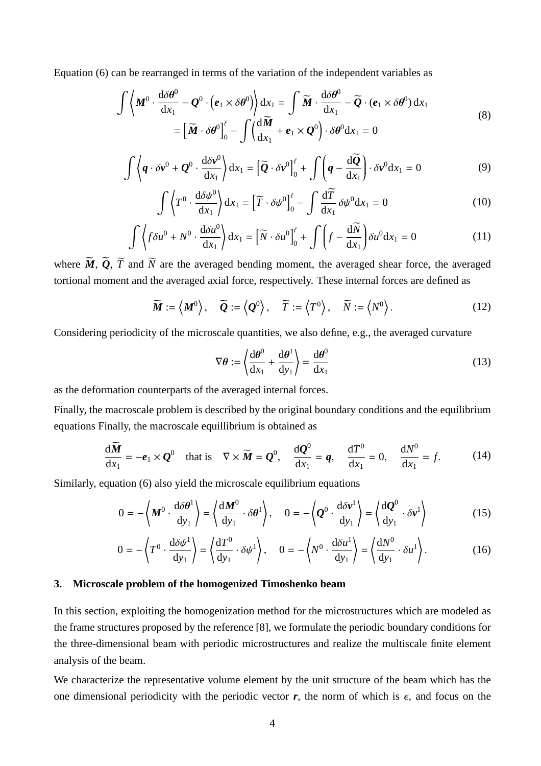Equation (6) can be rearranged in terms of the variation of the independent variables as

$$
\begin{aligned}
\int \left\langle \boldsymbol{M}^0 \cdot \frac{\mathrm{d}\delta\boldsymbol{\theta}^0}{\mathrm{d}x_1} - \boldsymbol{Q}^0 \cdot \left(\boldsymbol{e}_1 \times \delta\boldsymbol{\theta}^0\right) \right\rangle \mathrm{d}x_1 &= \int \widetilde{\boldsymbol{M}} \cdot \frac{\mathrm{d}\delta\boldsymbol{\theta}^0}{\mathrm{d}x_1} - \widetilde{\boldsymbol{Q}} \cdot (\boldsymbol{e}_1 \times \delta\boldsymbol{\theta}^0)\, \mathrm{d}x_1 \\
&= \left[\widetilde{\boldsymbol{M}} \cdot \delta\boldsymbol{\theta}^0\right]_0^{\ell} - \int \left(\frac{\mathrm{d}\widetilde{\boldsymbol{M}}}{\mathrm{d}x_1} + \boldsymbol{e}_1 \times \boldsymbol{Q}^0\right) \cdot \delta\boldsymbol{\theta}^0 \mathrm{d}x_1 = 0
\end{aligned}
\tag{8}
$$

$$
\int \left\langle \boldsymbol{q} \cdot \delta\boldsymbol{v}^0 + \boldsymbol{Q}^0 \cdot \frac{\mathrm{d}\delta\boldsymbol{v}^0}{\mathrm{d}x_1} \right\rangle \mathrm{d}x_1 = \left[\widetilde{\boldsymbol{Q}} \cdot \delta\boldsymbol{v}^0\right]_0^{\ell} + \int \left(\boldsymbol{q} - \frac{\mathrm{d}\widetilde{\boldsymbol{Q}}}{\mathrm{d}x_1}\right) \cdot \delta\boldsymbol{v}^0 \mathrm{d}x_1 = 0 \tag{9}
$$

$$
\int \left\langle T^0 \cdot \frac{\mathrm{d}\delta\psi^0}{\mathrm{d}x_1} \right\rangle \mathrm{d}x_1 = \left[\widetilde{T} \cdot \delta\psi^0\right]_0^{\ell} - \int \frac{\mathrm{d}\widetilde{T}}{\mathrm{d}x_1}\, \delta\psi^0 \mathrm{d}x_1 = 0 \tag{10}
$$

$$
\int \left\langle f \delta u^0 + N^0 \cdot \frac{\mathrm{d}\delta u^0}{\mathrm{d}x_1} \right\rangle \mathrm{d}x_1 = \left[\widetilde{N} \cdot \delta u^0\right]_0^{\ell} + \int \left(f - \frac{\mathrm{d}\widetilde{N}}{\mathrm{d}x_1}\right) \delta u^0 \mathrm{d}x_1 = 0 \tag{11}
$$

where $\widetilde{\boldsymbol{M}}$, $\widetilde{\boldsymbol{Q}}$, $\widetilde{T}$ and $\widetilde{N}$ are the averaged bending moment, the averaged shear force, the averaged tortional moment and the averaged axial force, respectively. These internal forces are defined as

$$
\widetilde{\boldsymbol{M}} := \left\langle \boldsymbol{M}^0 \right\rangle, \quad \widetilde{\boldsymbol{Q}} := \left\langle \boldsymbol{Q}^0 \right\rangle, \quad \widetilde{T} := \left\langle T^0 \right\rangle, \quad \widetilde{N} := \left\langle N^0 \right\rangle. \tag{12}
$$

Considering periodicity of the microscale quantities, we also define, e.g., the averaged curvature

$$
\nabla\boldsymbol{\theta} := \left\langle \frac{\mathrm{d}\boldsymbol{\theta}^0}{\mathrm{d}x_1} + \frac{\mathrm{d}\boldsymbol{\theta}^1}{\mathrm{d}y_1} \right\rangle = \frac{\mathrm{d}\boldsymbol{\theta}^0}{\mathrm{d}x_1} \tag{13}
$$

as the deformation counterparts of the averaged internal forces.

Finally, the macroscale problem is described by the original boundary conditions and the equilibrium equations Finally, the macroscale equillibrium is obtained as

$$
\frac{\mathrm{d}\widetilde{\boldsymbol{M}}}{\mathrm{d}x_1} = -\boldsymbol{e}_1 \times \boldsymbol{Q}^0 \quad \text{that is} \quad \nabla \times \widetilde{\boldsymbol{M}} = \boldsymbol{Q}^0, \quad \frac{\mathrm{d}\boldsymbol{Q}^0}{\mathrm{d}x_1} = \boldsymbol{q}, \quad \frac{\mathrm{d}T^0}{\mathrm{d}x_1} = 0, \quad \frac{\mathrm{d}N^0}{\mathrm{d}x_1} = f. \tag{14}
$$

Similarly, equation (6) also yield the microscale equilibrium equations

$$
0 = -\left\langle \boldsymbol{M}^0 \cdot \frac{\mathrm{d}\delta\boldsymbol{\theta}^1}{\mathrm{d}y_1} \right\rangle = \left\langle \frac{\mathrm{d}\boldsymbol{M}^0}{\mathrm{d}y_1} \cdot \delta\boldsymbol{\theta}^1 \right\rangle, \quad 0 = -\left\langle \boldsymbol{Q}^0 \cdot \frac{\mathrm{d}\delta\boldsymbol{v}^1}{\mathrm{d}y_1} \right\rangle = \left\langle \frac{\mathrm{d}\boldsymbol{Q}^0}{\mathrm{d}y_1} \cdot \delta\boldsymbol{v}^1 \right\rangle \tag{15}
$$

$$
0 = -\left\langle T^0 \cdot \frac{\mathrm{d}\delta\psi^1}{\mathrm{d}y_1} \right\rangle = \left\langle \frac{\mathrm{d}T^0}{\mathrm{d}y_1} \cdot \delta\psi^1 \right\rangle, \quad 0 = -\left\langle N^0 \cdot \frac{\mathrm{d}\delta u^1}{\mathrm{d}y_1} \right\rangle = \left\langle \frac{\mathrm{d}N^0}{\mathrm{d}y_1} \cdot \delta u^1 \right\rangle. \tag{16}
$$

## 3. Microscale problem of the homogenized Timoshenko beam

In this section, exploiting the homogenization method for the microstructures which are modeled as the frame structures proposed by the reference [8], we formulate the periodic boundary conditions for the three-dimensional beam with periodic microstructures and realize the multiscale finite element analysis of the beam.

We characterize the representative volume element by the unit structure of the beam which has the one dimensional periodicity with the periodic vector $\boldsymbol{r}$, the norm of which is $\epsilon$, and focus on the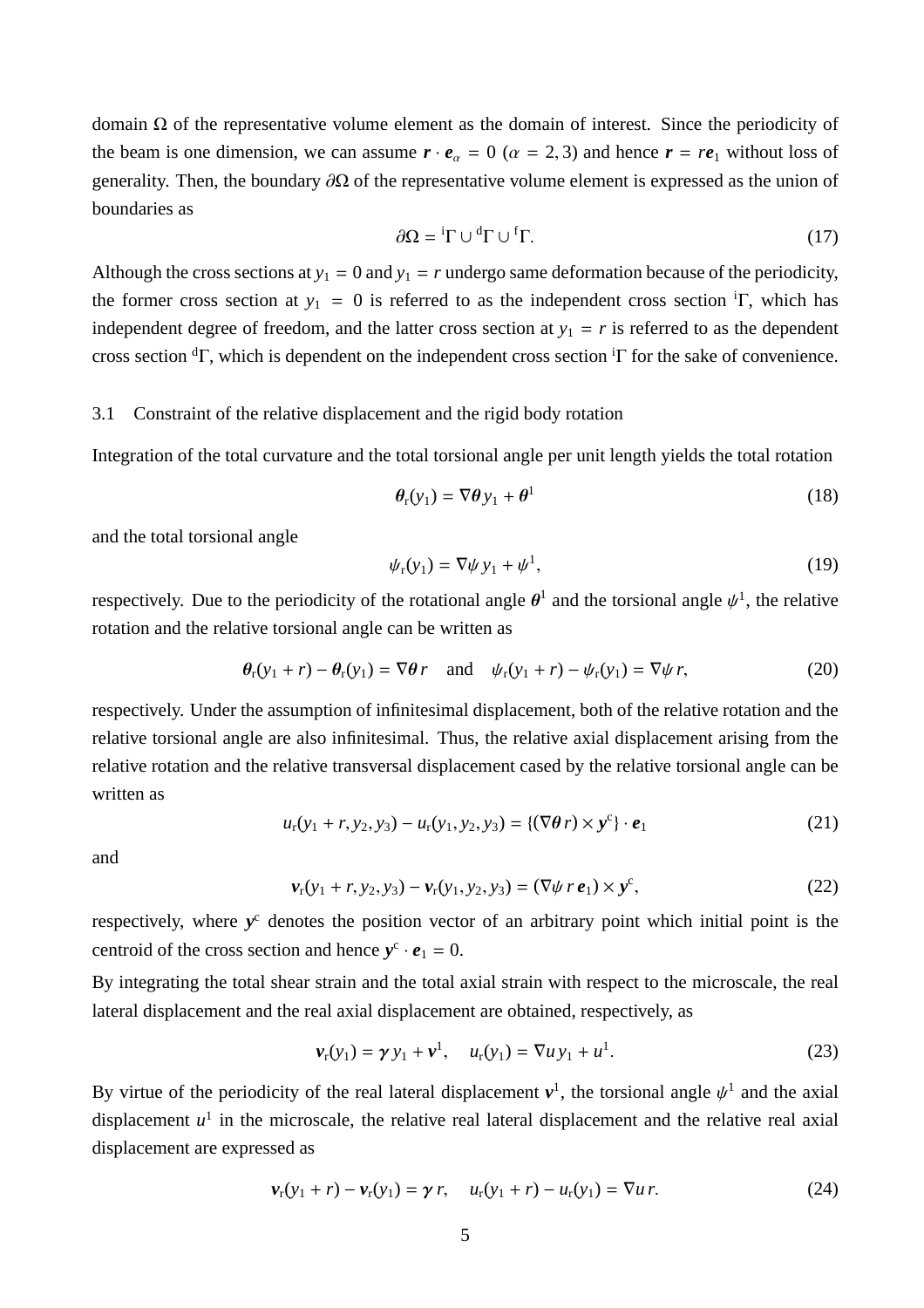domain $\Omega$ of the representative volume element as the domain of interest. Since the periodicity of the beam is one dimension, we can assume $\boldsymbol{r} \cdot \boldsymbol{e}_\alpha = 0$ ($\alpha = 2, 3$) and hence $\boldsymbol{r} = r\boldsymbol{e}_1$ without loss of generality. Then, the boundary $\partial\Omega$ of the representative volume element is expressed as the union of boundaries as

$$\partial\Omega = {}^{\mathrm{i}}\Gamma \cup {}^{\mathrm{d}}\Gamma \cup {}^{\mathrm{f}}\Gamma. \tag{17}$$

Although the cross sections at $y_1 = 0$ and $y_1 = r$ undergo same deformation because of the periodicity, the former cross section at $y_1 = 0$ is referred to as the independent cross section ${}^{\mathrm{i}}\Gamma$, which has independent degree of freedom, and the latter cross section at $y_1 = r$ is referred to as the dependent cross section ${}^{\mathrm{d}}\Gamma$, which is dependent on the independent cross section ${}^{\mathrm{i}}\Gamma$ for the sake of convenience.

### 3.1 Constraint of the relative displacement and the rigid body rotation

Integration of the total curvature and the total torsional angle per unit length yields the total rotation

$$\boldsymbol{\theta}_{\mathrm{r}}(y_1) = \nabla\boldsymbol{\theta}\, y_1 + \boldsymbol{\theta}^1 \tag{18}$$

and the total torsional angle

$$\psi_{\mathrm{r}}(y_1) = \nabla\psi\, y_1 + \psi^1, \tag{19}$$

respectively. Due to the periodicity of the rotational angle $\boldsymbol{\theta}^1$ and the torsional angle $\psi^1$, the relative rotation and the relative torsional angle can be written as

$$\boldsymbol{\theta}_{\mathrm{r}}(y_1 + r) - \boldsymbol{\theta}_{\mathrm{r}}(y_1) = \nabla\boldsymbol{\theta}\, r \quad \text{and} \quad \psi_{\mathrm{r}}(y_1 + r) - \psi_{\mathrm{r}}(y_1) = \nabla\psi\, r, \tag{20}$$

respectively. Under the assumption of infinitesimal displacement, both of the relative rotation and the relative torsional angle are also infinitesimal. Thus, the relative axial displacement arising from the relative rotation and the relative transversal displacement cased by the relative torsional angle can be written as

$$u_{\mathrm{r}}(y_1 + r, y_2, y_3) - u_{\mathrm{r}}(y_1, y_2, y_3) = \{(\nabla\boldsymbol{\theta}\, r) \times \boldsymbol{y}^{\mathrm{c}}\} \cdot \boldsymbol{e}_1 \tag{21}$$

and

$$\boldsymbol{v}_{\mathrm{r}}(y_1 + r, y_2, y_3) - \boldsymbol{v}_{\mathrm{r}}(y_1, y_2, y_3) = (\nabla\psi\, r\, \boldsymbol{e}_1) \times \boldsymbol{y}^{\mathrm{c}}, \tag{22}$$

respectively, where $\boldsymbol{y}^{\mathrm{c}}$ denotes the position vector of an arbitrary point which initial point is the centroid of the cross section and hence $\boldsymbol{y}^{\mathrm{c}} \cdot \boldsymbol{e}_1 = 0$.

By integrating the total shear strain and the total axial strain with respect to the microscale, the real lateral displacement and the real axial displacement are obtained, respectively, as

$$\boldsymbol{v}_{\mathrm{r}}(y_1) = \boldsymbol{\gamma}\, y_1 + \boldsymbol{v}^1, \quad u_{\mathrm{r}}(y_1) = \nabla u\, y_1 + u^1. \tag{23}$$

By virtue of the periodicity of the real lateral displacement $\boldsymbol{v}^1$, the torsional angle $\psi^1$ and the axial displacement $u^1$ in the microscale, the relative real lateral displacement and the relative real axial displacement are expressed as

$$\boldsymbol{v}_{\mathrm{r}}(y_1 + r) - \boldsymbol{v}_{\mathrm{r}}(y_1) = \boldsymbol{\gamma}\, r, \quad u_{\mathrm{r}}(y_1 + r) - u_{\mathrm{r}}(y_1) = \nabla u\, r. \tag{24}$$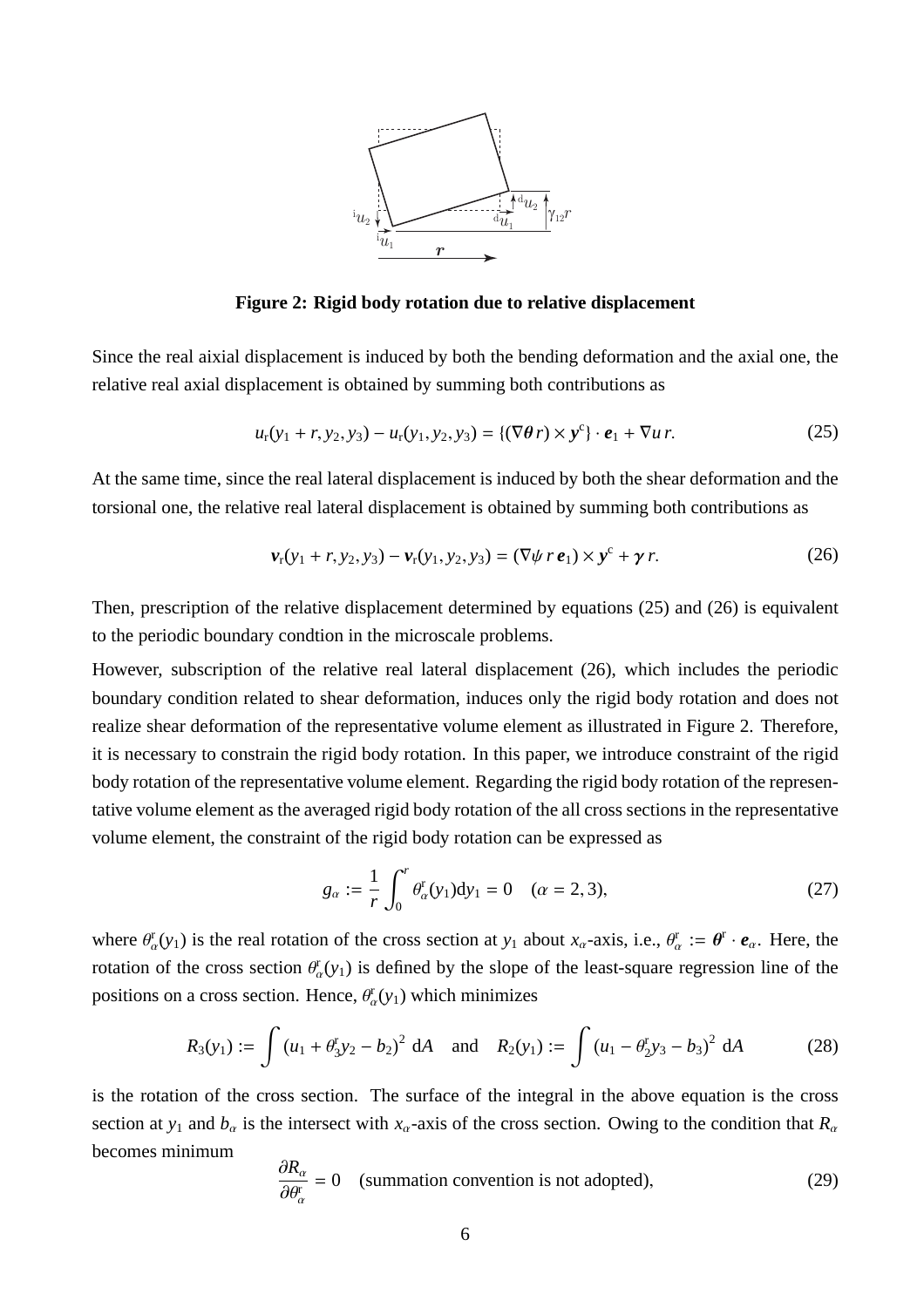**Figure 2: Rigid body rotation due to relative displacement**

Since the real aixial displacement is induced by both the bending deformation and the axial one, the relative real axial displacement is obtained by summing both contributions as

$$u_{\mathrm{r}}(y_1 + r, y_2, y_3) - u_{\mathrm{r}}(y_1, y_2, y_3) = \{(\nabla \boldsymbol{\theta}\, r) \times \boldsymbol{y}^{\mathrm{c}}\} \cdot \boldsymbol{e}_1 + \nabla u\, r. \tag{25}$$

At the same time, since the real lateral displacement is induced by both the shear deformation and the torsional one, the relative real lateral displacement is obtained by summing both contributions as

$$\boldsymbol{v}_{\mathrm{r}}(y_1 + r, y_2, y_3) - \boldsymbol{v}_{\mathrm{r}}(y_1, y_2, y_3) = (\nabla \psi\, r\, \boldsymbol{e}_1) \times \boldsymbol{y}^{\mathrm{c}} + \boldsymbol{\gamma}\, r. \tag{26}$$

Then, prescription of the relative displacement determined by equations (25) and (26) is equivalent to the periodic boundary condtion in the microscale problems.

However, subscription of the relative real lateral displacement (26), which includes the periodic boundary condition related to shear deformation, induces only the rigid body rotation and does not realize shear deformation of the representative volume element as illustrated in Figure 2. Therefore, it is necessary to constrain the rigid body rotation. In this paper, we introduce constraint of the rigid body rotation of the representative volume element. Regarding the rigid body rotation of the representative volume element as the averaged rigid body rotation of the all cross sections in the representative volume element, the constraint of the rigid body rotation can be expressed as

$$g_\alpha := \frac{1}{r} \int_0^r \theta^{\mathrm{r}}_\alpha(y_1) \mathrm{d}y_1 = 0 \quad (\alpha = 2, 3), \tag{27}$$

where $\theta^{\mathrm{r}}_\alpha(y_1)$ is the real rotation of the cross section at $y_1$ about $x_\alpha$-axis, i.e., $\theta^{\mathrm{r}}_\alpha := \boldsymbol{\theta}^{\mathrm{r}} \cdot \boldsymbol{e}_\alpha$. Here, the rotation of the cross section $\theta^{\mathrm{r}}_\alpha(y_1)$ is defined by the slope of the least-square regression line of the positions on a cross section. Hence, $\theta^{\mathrm{r}}_\alpha(y_1)$ which minimizes

$$R_3(y_1) := \int \left(u_1 + \theta^{\mathrm{r}}_3 y_2 - b_2\right)^2 \,\mathrm{d}A \quad \text{and} \quad R_2(y_1) := \int \left(u_1 - \theta^{\mathrm{r}}_2 y_3 - b_3\right)^2 \,\mathrm{d}A \tag{28}$$

is the rotation of the cross section. The surface of the integral in the above equation is the cross section at $y_1$ and $b_\alpha$ is the intersect with $x_\alpha$-axis of the cross section. Owing to the condition that $R_\alpha$ becomes minimum

$$\frac{\partial R_\alpha}{\partial \theta^{\mathrm{r}}_\alpha} = 0 \quad \text{(summation convention is not adopted)}, \tag{29}$$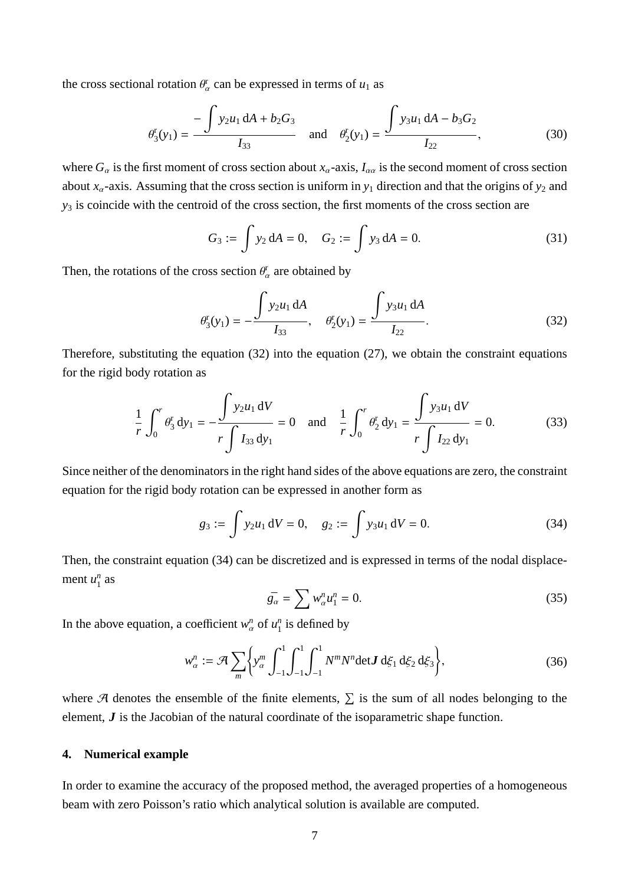the cross sectional rotation $\theta^{\mathrm{r}}_{\alpha}$ can be expressed in terms of $u_1$ as

$$\theta^{\mathrm{r}}_3(y_1) = \frac{-\displaystyle\int y_2 u_1 \,\mathrm{d}A + b_2 G_3}{I_{33}} \quad \text{and} \quad \theta^{\mathrm{r}}_2(y_1) = \frac{\displaystyle\int y_3 u_1 \,\mathrm{d}A - b_3 G_2}{I_{22}}, \tag{30}$$

where $G_{\alpha}$ is the first moment of cross section about $x_{\alpha}$-axis, $I_{\alpha\alpha}$ is the second moment of cross section about $x_{\alpha}$-axis. Assuming that the cross section is uniform in $y_1$ direction and that the origins of $y_2$ and $y_3$ is coincide with the centroid of the cross section, the first moments of the cross section are

$$G_3 := \int y_2 \,\mathrm{d}A = 0, \quad G_2 := \int y_3 \,\mathrm{d}A = 0. \tag{31}$$

Then, the rotations of the cross section $\theta^{\mathrm{r}}_{\alpha}$ are obtained by

$$\theta^{\mathrm{r}}_3(y_1) = -\frac{\displaystyle\int y_2 u_1 \,\mathrm{d}A}{I_{33}}, \quad \theta^{\mathrm{r}}_2(y_1) = \frac{\displaystyle\int y_3 u_1 \,\mathrm{d}A}{I_{22}}. \tag{32}$$

Therefore, substituting the equation (32) into the equation (27), we obtain the constraint equations for the rigid body rotation as

$$\frac{1}{r}\int_0^r \theta^{\mathrm{r}}_3 \,\mathrm{d}y_1 = -\frac{\displaystyle\int y_2 u_1 \,\mathrm{d}V}{r\displaystyle\int I_{33}\,\mathrm{d}y_1} = 0 \quad \text{and} \quad \frac{1}{r}\int_0^r \theta^{\mathrm{r}}_2 \,\mathrm{d}y_1 = \frac{\displaystyle\int y_3 u_1 \,\mathrm{d}V}{r\displaystyle\int I_{22}\,\mathrm{d}y_1} = 0. \tag{33}$$

Since neither of the denominators in the right hand sides of the above equations are zero, the constraint equation for the rigid body rotation can be expressed in another form as

$$g_3 := \int y_2 u_1 \,\mathrm{d}V = 0, \quad g_2 := \int y_3 u_1 \,\mathrm{d}V = 0. \tag{34}$$

Then, the constraint equation (34) can be discretized and is expressed in terms of the nodal displacement $u_1^n$ as

$$\bar{g_{\alpha}} = \sum w^n_{\alpha} u^n_1 = 0. \tag{35}$$

In the above equation, a coefficient $w^n_{\alpha}$ of $u^n_1$ is defined by

$$w^n_{\alpha} := \mathcal{A}\sum_m \left\{ y^m_{\alpha} \int_{-1}^{1}\int_{-1}^{1}\int_{-1}^{1} N^m N^n \det\boldsymbol{J}\,\mathrm{d}\xi_1\,\mathrm{d}\xi_2\,\mathrm{d}\xi_3 \right\}, \tag{36}$$

where $\mathcal{A}$ denotes the ensemble of the finite elements, $\sum$ is the sum of all nodes belonging to the element, $\boldsymbol{J}$ is the Jacobian of the natural coordinate of the isoparametric shape function.

## 4. Numerical example

In order to examine the accuracy of the proposed method, the averaged properties of a homogeneous beam with zero Poisson's ratio which analytical solution is available are computed.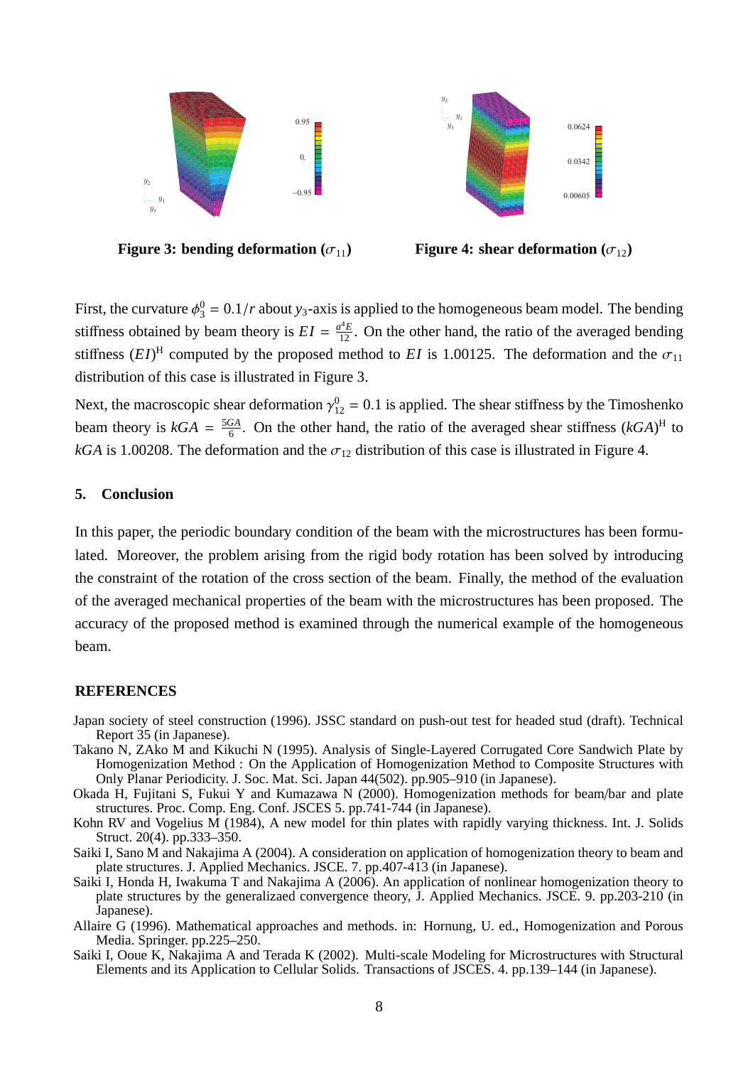0.95

0.

−0.95

0.0624

0.0342

0.00605

**Figure 3: bending deformation ($\sigma_{11}$)**

**Figure 4: shear deformation ($\sigma_{12}$)**

First, the curvature $\phi_3^0 = 0.1/r$ about $y_3$-axis is applied to the homogeneous beam model. The bending stiffness obtained by beam theory is $EI = \frac{a^4 E}{12}$. On the other hand, the ratio of the averaged bending stiffness $(EI)^{\mathrm{H}}$ computed by the proposed method to $EI$ is 1.00125. The deformation and the $\sigma_{11}$ distribution of this case is illustrated in Figure 3.

Next, the macroscopic shear deformation $\gamma_{12}^0 = 0.1$ is applied. The shear stiffness by the Timoshenko beam theory is $kGA = \frac{5GA}{6}$. On the other hand, the ratio of the averaged shear stiffness $(kGA)^{\mathrm{H}}$ to $kGA$ is 1.00208. The deformation and the $\sigma_{12}$ distribution of this case is illustrated in Figure 4.

## 5. Conclusion

In this paper, the periodic boundary condition of the beam with the microstructures has been formulated. Moreover, the problem arising from the rigid body rotation has been solved by introducing the constraint of the rotation of the cross section of the beam. Finally, the method of the evaluation of the averaged mechanical properties of the beam with the microstructures has been proposed. The accuracy of the proposed method is examined through the numerical example of the homogeneous beam.

## REFERENCES

Japan society of steel construction (1996). JSSC standard on push-out test for headed stud (draft). Technical Report 35 (in Japanese).

Takano N, ZAko M and Kikuchi N (1995). Analysis of Single-Layered Corrugated Core Sandwich Plate by Homogenization Method : On the Application of Homogenization Method to Composite Structures with Only Planar Periodicity. J. Soc. Mat. Sci. Japan 44(502). pp.905–910 (in Japanese).

Okada H, Fujitani S, Fukui Y and Kumazawa N (2000). Homogenization methods for beam/bar and plate structures. Proc. Comp. Eng. Conf. JSCES 5. pp.741-744 (in Japanese).

Kohn RV and Vogelius M (1984), A new model for thin plates with rapidly varying thickness. Int. J. Solids Struct. 20(4). pp.333–350.

Saiki I, Sano M and Nakajima A (2004). A consideration on application of homogenization theory to beam and plate structures. J. Applied Mechanics. JSCE. 7. pp.407-413 (in Japanese).

Saiki I, Honda H, Iwakuma T and Nakajima A (2006). An application of nonlinear homogenization theory to plate structures by the generalizaed convergence theory, J. Applied Mechanics. JSCE. 9. pp.203-210 (in Japanese).

Allaire G (1996). Mathematical approaches and methods. in: Hornung, U. ed., Homogenization and Porous Media. Springer. pp.225–250.

Saiki I, Ooue K, Nakajima A and Terada K (2002). Multi-scale Modeling for Microstructures with Structural Elements and its Application to Cellular Solids. Transactions of JSCES. 4. pp.139–144 (in Japanese).